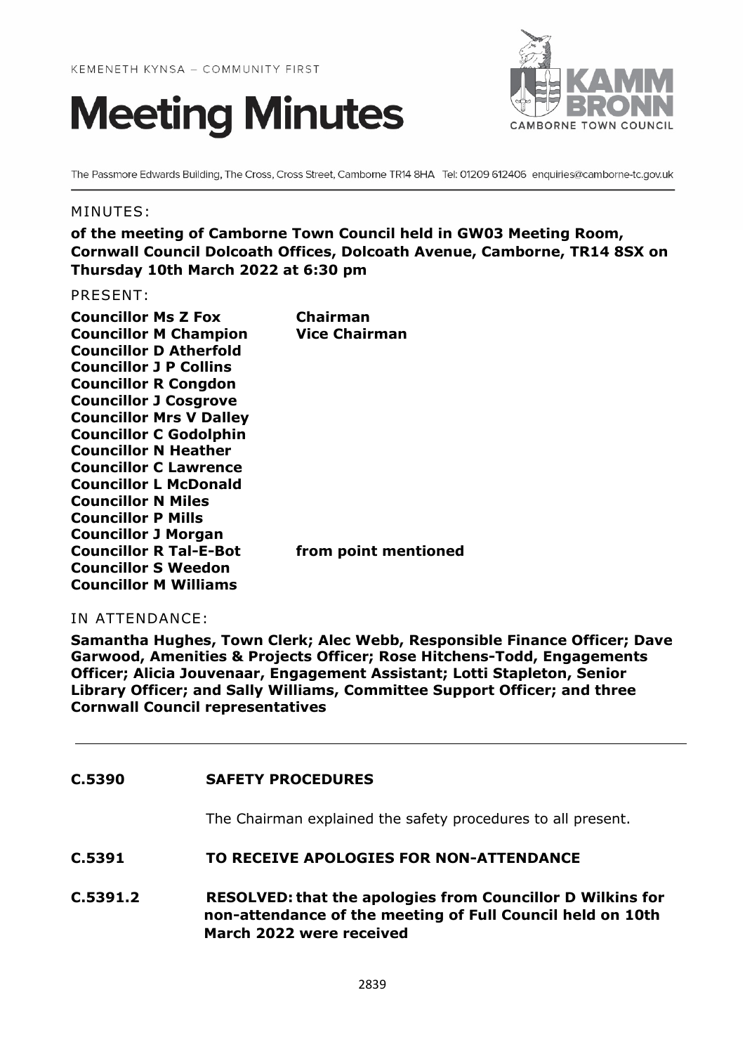KEMENETH KYNSA – COMMUNITY FIRST

# Meeting Minutes

KAMM BRONN
CAMBORNE TOWN COUNCIL

The Passmore Edwards Building, The Cross, Cross Street, Camborne TR14 8HA Tel: 01209 612406 enquiries@camborne-tc.gov.uk

MINUTES:

**of the meeting of Camborne Town Council held in GW03 Meeting Room, Cornwall Council Dolcoath Offices, Dolcoath Avenue, Camborne, TR14 8SX on Thursday 10th March 2022 at 6:30 pm**

PRESENT:

| | |
|---|---|
| **Councillor Ms Z Fox** | **Chairman** |
| **Councillor M Champion** | **Vice Chairman** |
| **Councillor D Atherfold** | |
| **Councillor J P Collins** | |
| **Councillor R Congdon** | |
| **Councillor J Cosgrove** | |
| **Councillor Mrs V Dalley** | |
| **Councillor C Godolphin** | |
| **Councillor N Heather** | |
| **Councillor C Lawrence** | |
| **Councillor L McDonald** | |
| **Councillor N Miles** | |
| **Councillor P Mills** | |
| **Councillor J Morgan** | |
| **Councillor R Tal-E-Bot** | **from point mentioned** |
| **Councillor S Weedon** | |
| **Councillor M Williams** | |

IN ATTENDANCE:

**Samantha Hughes, Town Clerk; Alec Webb, Responsible Finance Officer; Dave Garwood, Amenities & Projects Officer; Rose Hitchens-Todd, Engagements Officer; Alicia Jouvenaar, Engagement Assistant; Lotti Stapleton, Senior Library Officer; and Sally Williams, Committee Support Officer; and three Cornwall Council representatives**

---

**C.5390 SAFETY PROCEDURES**

The Chairman explained the safety procedures to all present.

**C.5391 TO RECEIVE APOLOGIES FOR NON-ATTENDANCE**

**C.5391.2 RESOLVED: that the apologies from Councillor D Wilkins for non-attendance of the meeting of Full Council held on 10th March 2022 were received**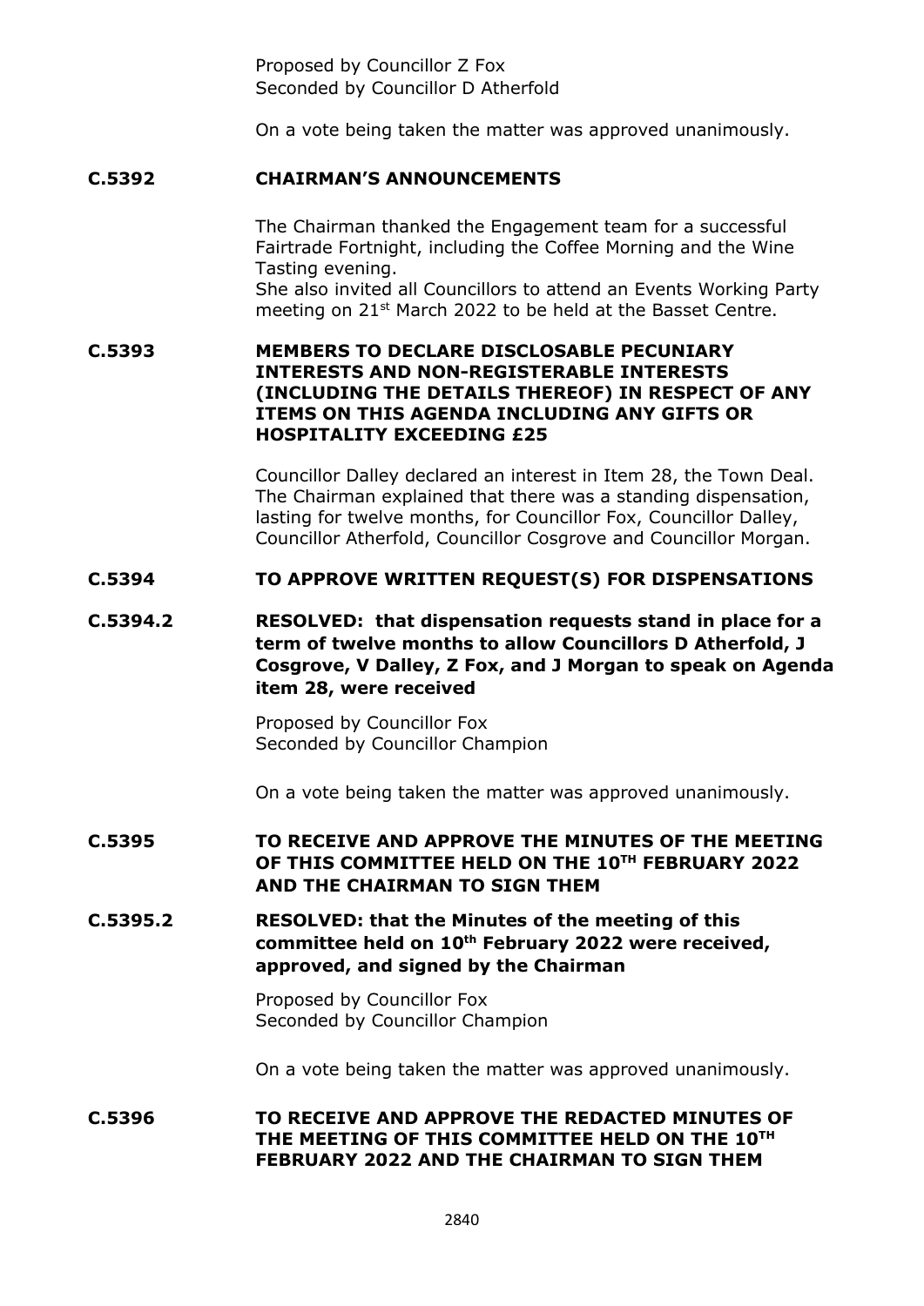Proposed by Councillor Z Fox
Seconded by Councillor D Atherfold

On a vote being taken the matter was approved unanimously.

**C.5392 CHAIRMAN'S ANNOUNCEMENTS**

The Chairman thanked the Engagement team for a successful Fairtrade Fortnight, including the Coffee Morning and the Wine Tasting evening.
She also invited all Councillors to attend an Events Working Party meeting on 21st March 2022 to be held at the Basset Centre.

**C.5393 MEMBERS TO DECLARE DISCLOSABLE PECUNIARY INTERESTS AND NON-REGISTERABLE INTERESTS (INCLUDING THE DETAILS THEREOF) IN RESPECT OF ANY ITEMS ON THIS AGENDA INCLUDING ANY GIFTS OR HOSPITALITY EXCEEDING £25**

Councillor Dalley declared an interest in Item 28, the Town Deal. The Chairman explained that there was a standing dispensation, lasting for twelve months, for Councillor Fox, Councillor Dalley, Councillor Atherfold, Councillor Cosgrove and Councillor Morgan.

**C.5394 TO APPROVE WRITTEN REQUEST(S) FOR DISPENSATIONS**

**C.5394.2 RESOLVED: that dispensation requests stand in place for a term of twelve months to allow Councillors D Atherfold, J Cosgrove, V Dalley, Z Fox, and J Morgan to speak on Agenda item 28, were received**

Proposed by Councillor Fox
Seconded by Councillor Champion

On a vote being taken the matter was approved unanimously.

**C.5395 TO RECEIVE AND APPROVE THE MINUTES OF THE MEETING OF THIS COMMITTEE HELD ON THE 10TH FEBRUARY 2022 AND THE CHAIRMAN TO SIGN THEM**

**C.5395.2 RESOLVED: that the Minutes of the meeting of this committee held on 10th February 2022 were received, approved, and signed by the Chairman**

Proposed by Councillor Fox
Seconded by Councillor Champion

On a vote being taken the matter was approved unanimously.

**C.5396 TO RECEIVE AND APPROVE THE REDACTED MINUTES OF THE MEETING OF THIS COMMITTEE HELD ON THE 10TH FEBRUARY 2022 AND THE CHAIRMAN TO SIGN THEM**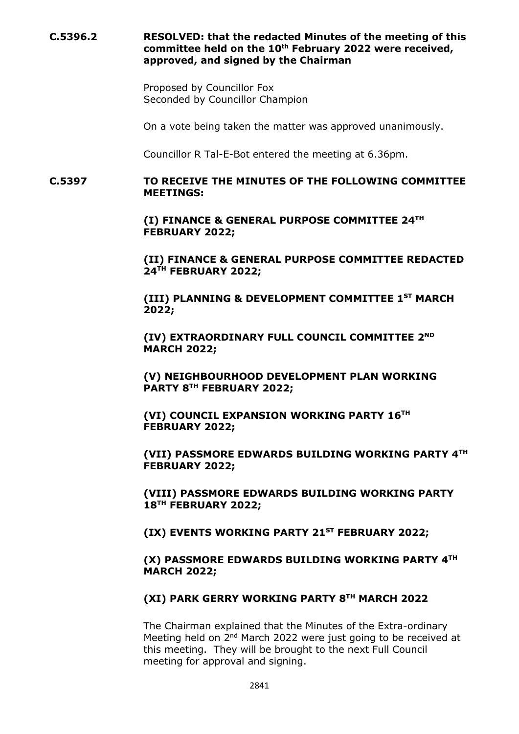**C.5396.2** **RESOLVED: that the redacted Minutes of the meeting of this committee held on the 10th February 2022 were received, approved, and signed by the Chairman**

Proposed by Councillor Fox
Seconded by Councillor Champion

On a vote being taken the matter was approved unanimously.

Councillor R Tal-E-Bot entered the meeting at 6.36pm.

**C.5397** **TO RECEIVE THE MINUTES OF THE FOLLOWING COMMITTEE MEETINGS:**

**(I) FINANCE & GENERAL PURPOSE COMMITTEE 24TH FEBRUARY 2022;**

**(II) FINANCE & GENERAL PURPOSE COMMITTEE REDACTED 24TH FEBRUARY 2022;**

**(III) PLANNING & DEVELOPMENT COMMITTEE 1ST MARCH 2022;**

**(IV) EXTRAORDINARY FULL COUNCIL COMMITTEE 2ND MARCH 2022;**

**(V) NEIGHBOURHOOD DEVELOPMENT PLAN WORKING PARTY 8TH FEBRUARY 2022;**

**(VI) COUNCIL EXPANSION WORKING PARTY 16TH FEBRUARY 2022;**

**(VII) PASSMORE EDWARDS BUILDING WORKING PARTY 4TH FEBRUARY 2022;**

**(VIII) PASSMORE EDWARDS BUILDING WORKING PARTY 18TH FEBRUARY 2022;**

**(IX) EVENTS WORKING PARTY 21ST FEBRUARY 2022;**

**(X) PASSMORE EDWARDS BUILDING WORKING PARTY 4TH MARCH 2022;**

**(XI) PARK GERRY WORKING PARTY 8TH MARCH 2022**

The Chairman explained that the Minutes of the Extra-ordinary Meeting held on 2nd March 2022 were just going to be received at this meeting. They will be brought to the next Full Council meeting for approval and signing.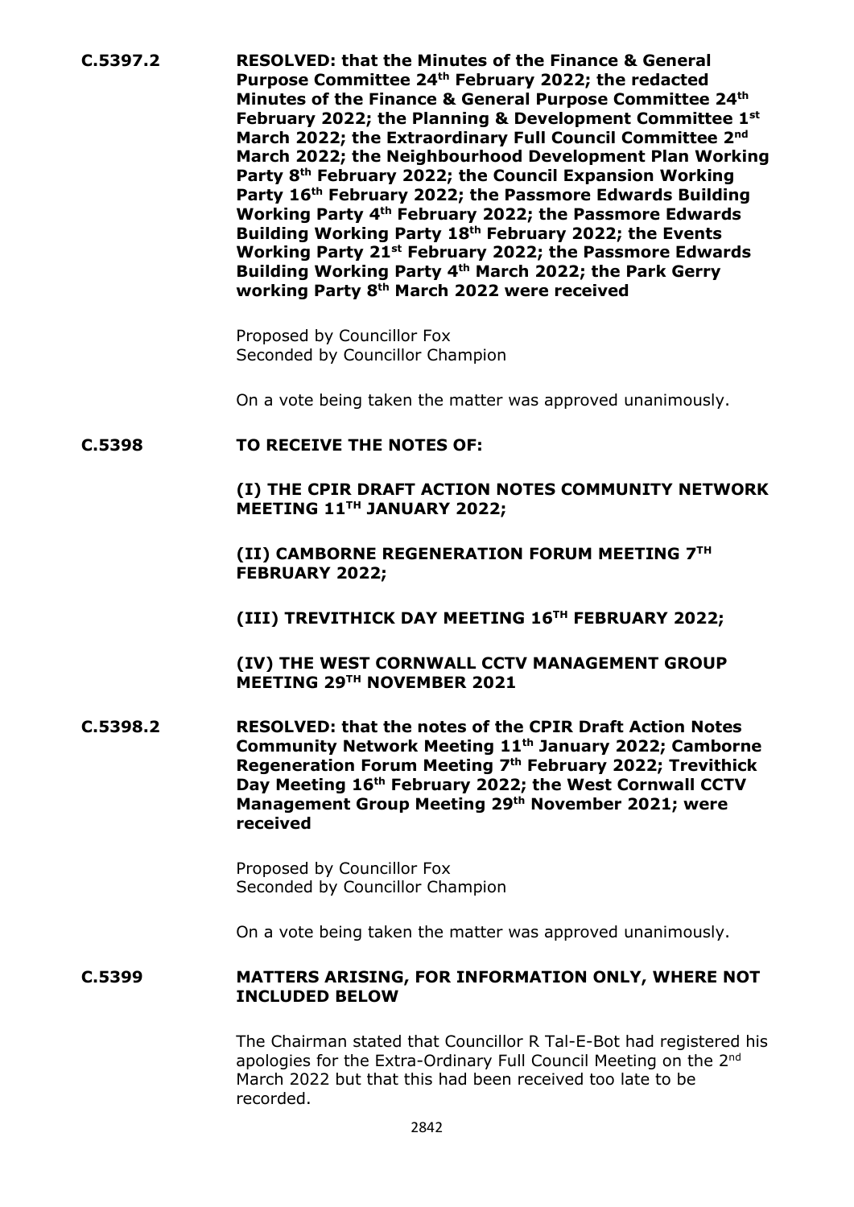**C.5397.2** **RESOLVED: that the Minutes of the Finance & General Purpose Committee 24th February 2022; the redacted Minutes of the Finance & General Purpose Committee 24th February 2022; the Planning & Development Committee 1st March 2022; the Extraordinary Full Council Committee 2nd March 2022; the Neighbourhood Development Plan Working Party 8th February 2022; the Council Expansion Working Party 16th February 2022; the Passmore Edwards Building Working Party 4th February 2022; the Passmore Edwards Building Working Party 18th February 2022; the Events Working Party 21st February 2022; the Passmore Edwards Building Working Party 4th March 2022; the Park Gerry working Party 8th March 2022 were received**

Proposed by Councillor Fox
Seconded by Councillor Champion

On a vote being taken the matter was approved unanimously.

**C.5398** **TO RECEIVE THE NOTES OF:**

**(I) THE CPIR DRAFT ACTION NOTES COMMUNITY NETWORK MEETING 11TH JANUARY 2022;**

**(II) CAMBORNE REGENERATION FORUM MEETING 7TH FEBRUARY 2022;**

**(III) TREVITHICK DAY MEETING 16TH FEBRUARY 2022;**

**(IV) THE WEST CORNWALL CCTV MANAGEMENT GROUP MEETING 29TH NOVEMBER 2021**

**C.5398.2** **RESOLVED: that the notes of the CPIR Draft Action Notes Community Network Meeting 11th January 2022; Camborne Regeneration Forum Meeting 7th February 2022; Trevithick Day Meeting 16th February 2022; the West Cornwall CCTV Management Group Meeting 29th November 2021; were received**

Proposed by Councillor Fox
Seconded by Councillor Champion

On a vote being taken the matter was approved unanimously.

**C.5399** **MATTERS ARISING, FOR INFORMATION ONLY, WHERE NOT INCLUDED BELOW**

The Chairman stated that Councillor R Tal-E-Bot had registered his apologies for the Extra-Ordinary Full Council Meeting on the 2nd March 2022 but that this had been received too late to be recorded.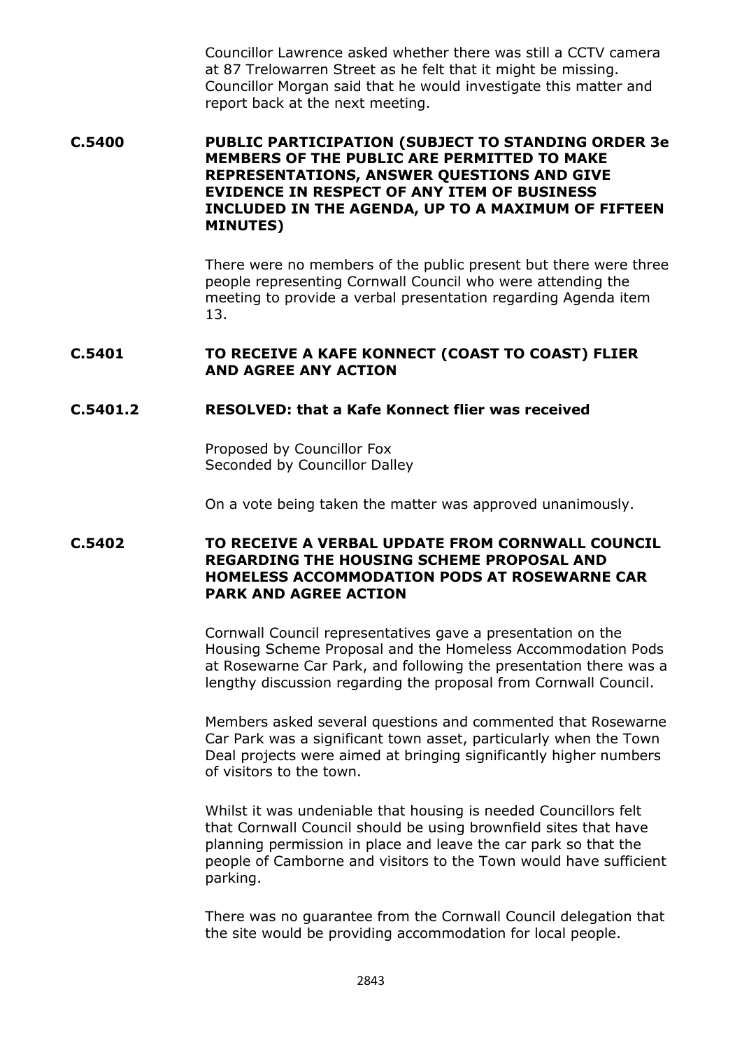Councillor Lawrence asked whether there was still a CCTV camera at 87 Trelowarren Street as he felt that it might be missing. Councillor Morgan said that he would investigate this matter and report back at the next meeting.

**C.5400 PUBLIC PARTICIPATION (SUBJECT TO STANDING ORDER 3e MEMBERS OF THE PUBLIC ARE PERMITTED TO MAKE REPRESENTATIONS, ANSWER QUESTIONS AND GIVE EVIDENCE IN RESPECT OF ANY ITEM OF BUSINESS INCLUDED IN THE AGENDA, UP TO A MAXIMUM OF FIFTEEN MINUTES)**

There were no members of the public present but there were three people representing Cornwall Council who were attending the meeting to provide a verbal presentation regarding Agenda item 13.

**C.5401 TO RECEIVE A KAFE KONNECT (COAST TO COAST) FLIER AND AGREE ANY ACTION**

**C.5401.2 RESOLVED: that a Kafe Konnect flier was received**

Proposed by Councillor Fox
Seconded by Councillor Dalley

On a vote being taken the matter was approved unanimously.

**C.5402 TO RECEIVE A VERBAL UPDATE FROM CORNWALL COUNCIL REGARDING THE HOUSING SCHEME PROPOSAL AND HOMELESS ACCOMMODATION PODS AT ROSEWARNE CAR PARK AND AGREE ACTION**

Cornwall Council representatives gave a presentation on the Housing Scheme Proposal and the Homeless Accommodation Pods at Rosewarne Car Park, and following the presentation there was a lengthy discussion regarding the proposal from Cornwall Council.

Members asked several questions and commented that Rosewarne Car Park was a significant town asset, particularly when the Town Deal projects were aimed at bringing significantly higher numbers of visitors to the town.

Whilst it was undeniable that housing is needed Councillors felt that Cornwall Council should be using brownfield sites that have planning permission in place and leave the car park so that the people of Camborne and visitors to the Town would have sufficient parking.

There was no guarantee from the Cornwall Council delegation that the site would be providing accommodation for local people.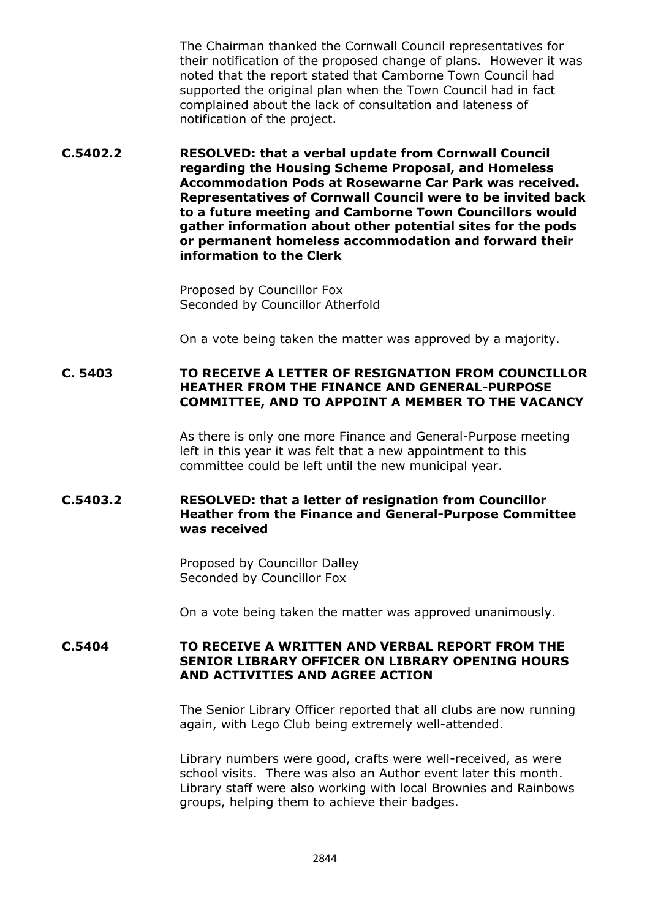The Chairman thanked the Cornwall Council representatives for their notification of the proposed change of plans. However it was noted that the report stated that Camborne Town Council had supported the original plan when the Town Council had in fact complained about the lack of consultation and lateness of notification of the project.

**C.5402.2 RESOLVED: that a verbal update from Cornwall Council regarding the Housing Scheme Proposal, and Homeless Accommodation Pods at Rosewarne Car Park was received. Representatives of Cornwall Council were to be invited back to a future meeting and Camborne Town Councillors would gather information about other potential sites for the pods or permanent homeless accommodation and forward their information to the Clerk**

Proposed by Councillor Fox
Seconded by Councillor Atherfold

On a vote being taken the matter was approved by a majority.

**C. 5403 TO RECEIVE A LETTER OF RESIGNATION FROM COUNCILLOR HEATHER FROM THE FINANCE AND GENERAL-PURPOSE COMMITTEE, AND TO APPOINT A MEMBER TO THE VACANCY**

As there is only one more Finance and General-Purpose meeting left in this year it was felt that a new appointment to this committee could be left until the new municipal year.

**C.5403.2 RESOLVED: that a letter of resignation from Councillor Heather from the Finance and General-Purpose Committee was received**

Proposed by Councillor Dalley
Seconded by Councillor Fox

On a vote being taken the matter was approved unanimously.

**C.5404 TO RECEIVE A WRITTEN AND VERBAL REPORT FROM THE SENIOR LIBRARY OFFICER ON LIBRARY OPENING HOURS AND ACTIVITIES AND AGREE ACTION**

The Senior Library Officer reported that all clubs are now running again, with Lego Club being extremely well-attended.

Library numbers were good, crafts were well-received, as were school visits. There was also an Author event later this month. Library staff were also working with local Brownies and Rainbows groups, helping them to achieve their badges.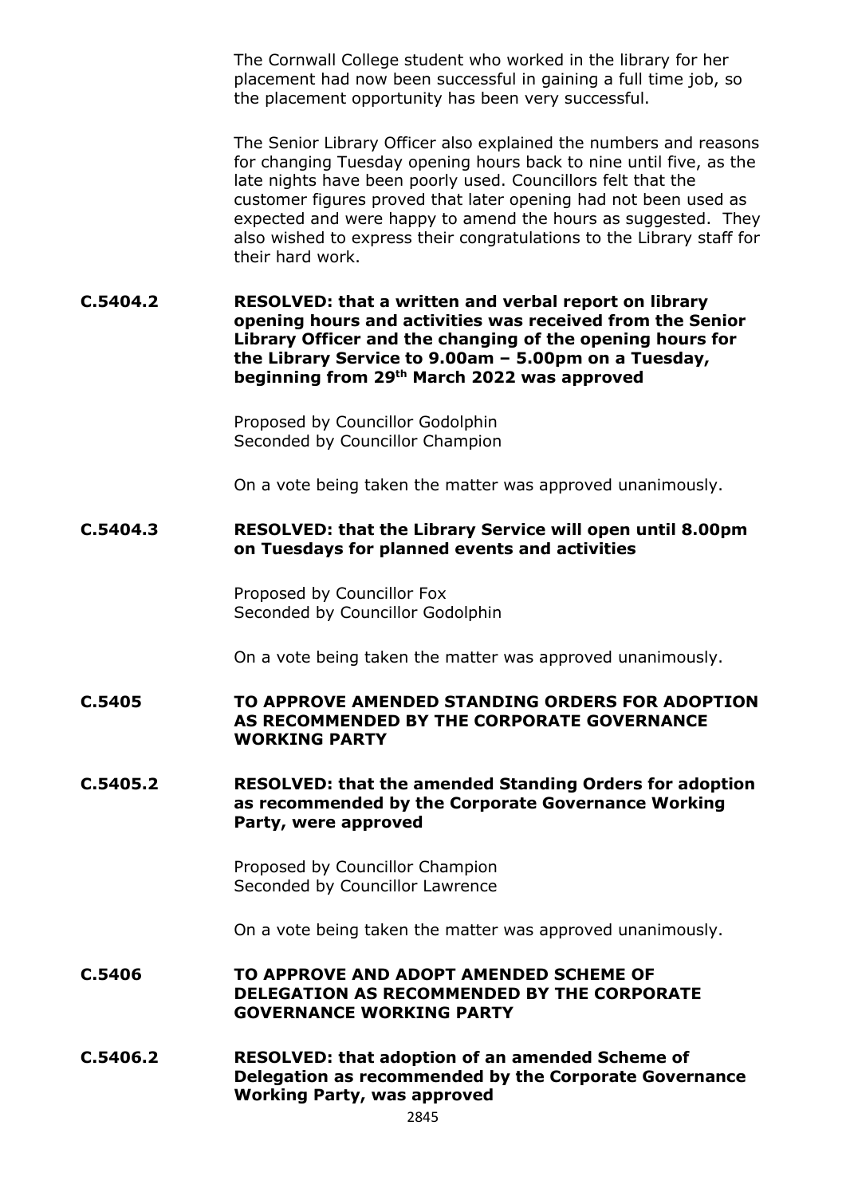The Cornwall College student who worked in the library for her placement had now been successful in gaining a full time job, so the placement opportunity has been very successful.

The Senior Library Officer also explained the numbers and reasons for changing Tuesday opening hours back to nine until five, as the late nights have been poorly used. Councillors felt that the customer figures proved that later opening had not been used as expected and were happy to amend the hours as suggested. They also wished to express their congratulations to the Library staff for their hard work.

**C.5404.2** **RESOLVED: that a written and verbal report on library opening hours and activities was received from the Senior Library Officer and the changing of the opening hours for the Library Service to 9.00am – 5.00pm on a Tuesday, beginning from 29th March 2022 was approved**

Proposed by Councillor Godolphin
Seconded by Councillor Champion

On a vote being taken the matter was approved unanimously.

**C.5404.3** **RESOLVED: that the Library Service will open until 8.00pm on Tuesdays for planned events and activities**

Proposed by Councillor Fox
Seconded by Councillor Godolphin

On a vote being taken the matter was approved unanimously.

**C.5405** **TO APPROVE AMENDED STANDING ORDERS FOR ADOPTION AS RECOMMENDED BY THE CORPORATE GOVERNANCE WORKING PARTY**

**C.5405.2** **RESOLVED: that the amended Standing Orders for adoption as recommended by the Corporate Governance Working Party, were approved**

Proposed by Councillor Champion
Seconded by Councillor Lawrence

On a vote being taken the matter was approved unanimously.

**C.5406** **TO APPROVE AND ADOPT AMENDED SCHEME OF DELEGATION AS RECOMMENDED BY THE CORPORATE GOVERNANCE WORKING PARTY**

**C.5406.2** **RESOLVED: that adoption of an amended Scheme of Delegation as recommended by the Corporate Governance Working Party, was approved**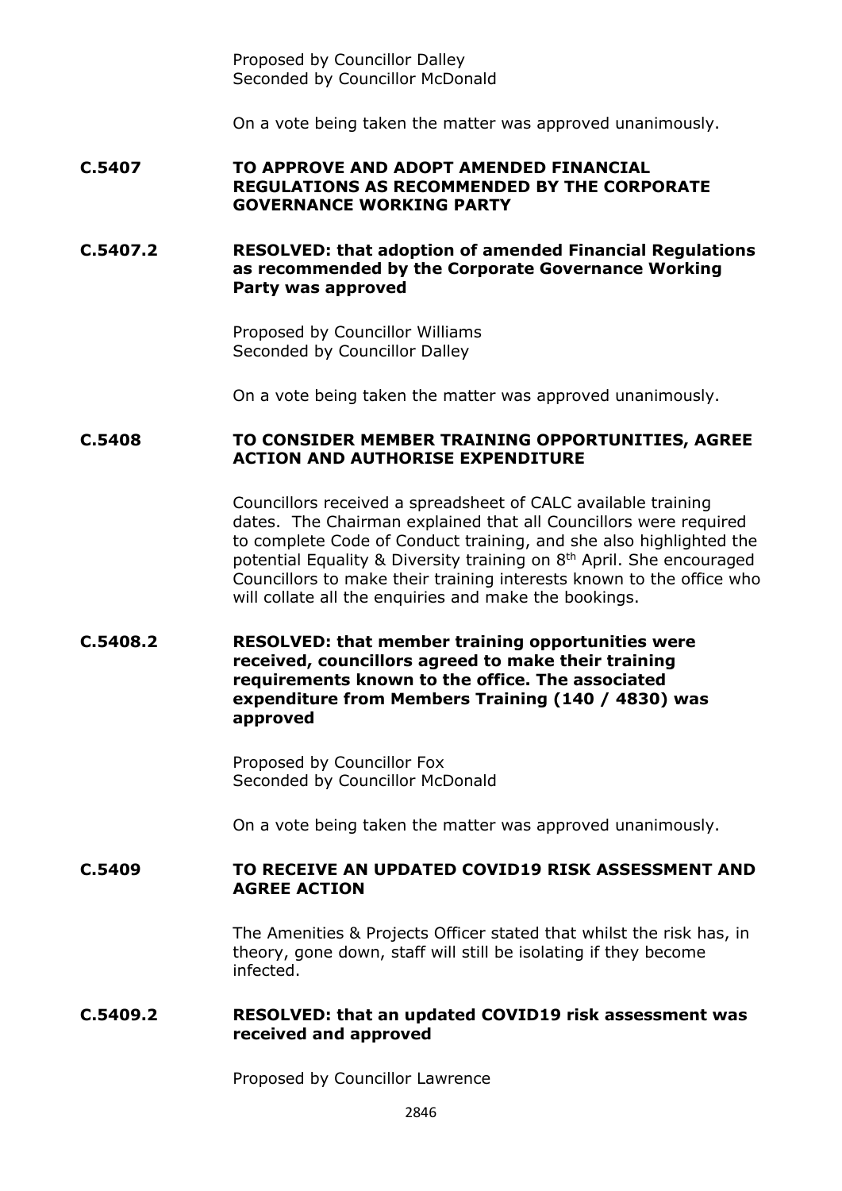Proposed by Councillor Dalley
Seconded by Councillor McDonald

On a vote being taken the matter was approved unanimously.

**C.5407 TO APPROVE AND ADOPT AMENDED FINANCIAL REGULATIONS AS RECOMMENDED BY THE CORPORATE GOVERNANCE WORKING PARTY**

**C.5407.2 RESOLVED: that adoption of amended Financial Regulations as recommended by the Corporate Governance Working Party was approved**

Proposed by Councillor Williams
Seconded by Councillor Dalley

On a vote being taken the matter was approved unanimously.

**C.5408 TO CONSIDER MEMBER TRAINING OPPORTUNITIES, AGREE ACTION AND AUTHORISE EXPENDITURE**

Councillors received a spreadsheet of CALC available training dates. The Chairman explained that all Councillors were required to complete Code of Conduct training, and she also highlighted the potential Equality & Diversity training on 8th April. She encouraged Councillors to make their training interests known to the office who will collate all the enquiries and make the bookings.

**C.5408.2 RESOLVED: that member training opportunities were received, councillors agreed to make their training requirements known to the office. The associated expenditure from Members Training (140 / 4830) was approved**

Proposed by Councillor Fox
Seconded by Councillor McDonald

On a vote being taken the matter was approved unanimously.

**C.5409 TO RECEIVE AN UPDATED COVID19 RISK ASSESSMENT AND AGREE ACTION**

The Amenities & Projects Officer stated that whilst the risk has, in theory, gone down, staff will still be isolating if they become infected.

**C.5409.2 RESOLVED: that an updated COVID19 risk assessment was received and approved**

Proposed by Councillor Lawrence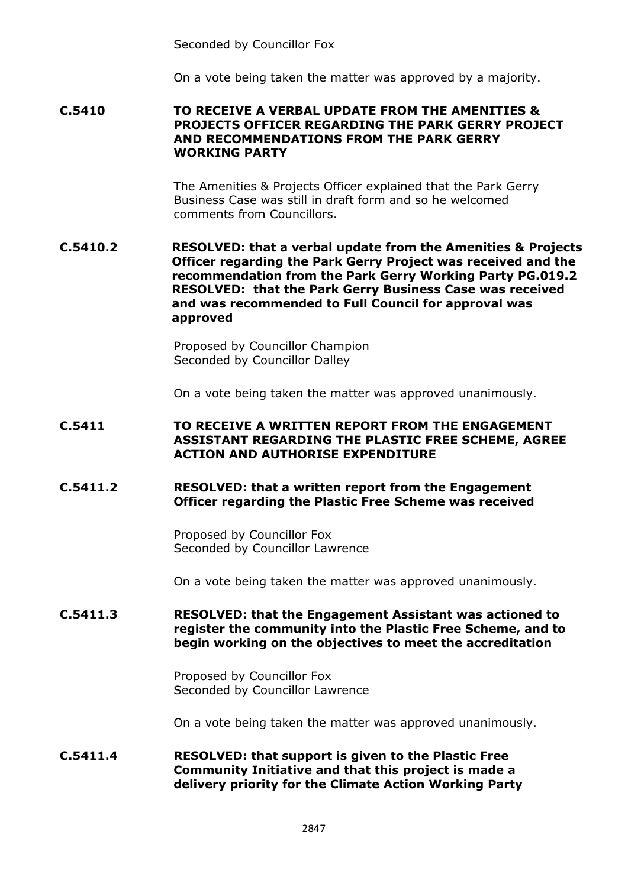Seconded by Councillor Fox

On a vote being taken the matter was approved by a majority.

**C.5410 TO RECEIVE A VERBAL UPDATE FROM THE AMENITIES & PROJECTS OFFICER REGARDING THE PARK GERRY PROJECT AND RECOMMENDATIONS FROM THE PARK GERRY WORKING PARTY**

The Amenities & Projects Officer explained that the Park Gerry Business Case was still in draft form and so he welcomed comments from Councillors.

**C.5410.2 RESOLVED: that a verbal update from the Amenities & Projects Officer regarding the Park Gerry Project was received and the recommendation from the Park Gerry Working Party PG.019.2 RESOLVED: that the Park Gerry Business Case was received and was recommended to Full Council for approval was approved**

Proposed by Councillor Champion
Seconded by Councillor Dalley

On a vote being taken the matter was approved unanimously.

**C.5411 TO RECEIVE A WRITTEN REPORT FROM THE ENGAGEMENT ASSISTANT REGARDING THE PLASTIC FREE SCHEME, AGREE ACTION AND AUTHORISE EXPENDITURE**

**C.5411.2 RESOLVED: that a written report from the Engagement Officer regarding the Plastic Free Scheme was received**

Proposed by Councillor Fox
Seconded by Councillor Lawrence

On a vote being taken the matter was approved unanimously.

**C.5411.3 RESOLVED: that the Engagement Assistant was actioned to register the community into the Plastic Free Scheme, and to begin working on the objectives to meet the accreditation**

Proposed by Councillor Fox
Seconded by Councillor Lawrence

On a vote being taken the matter was approved unanimously.

**C.5411.4 RESOLVED: that support is given to the Plastic Free Community Initiative and that this project is made a delivery priority for the Climate Action Working Party**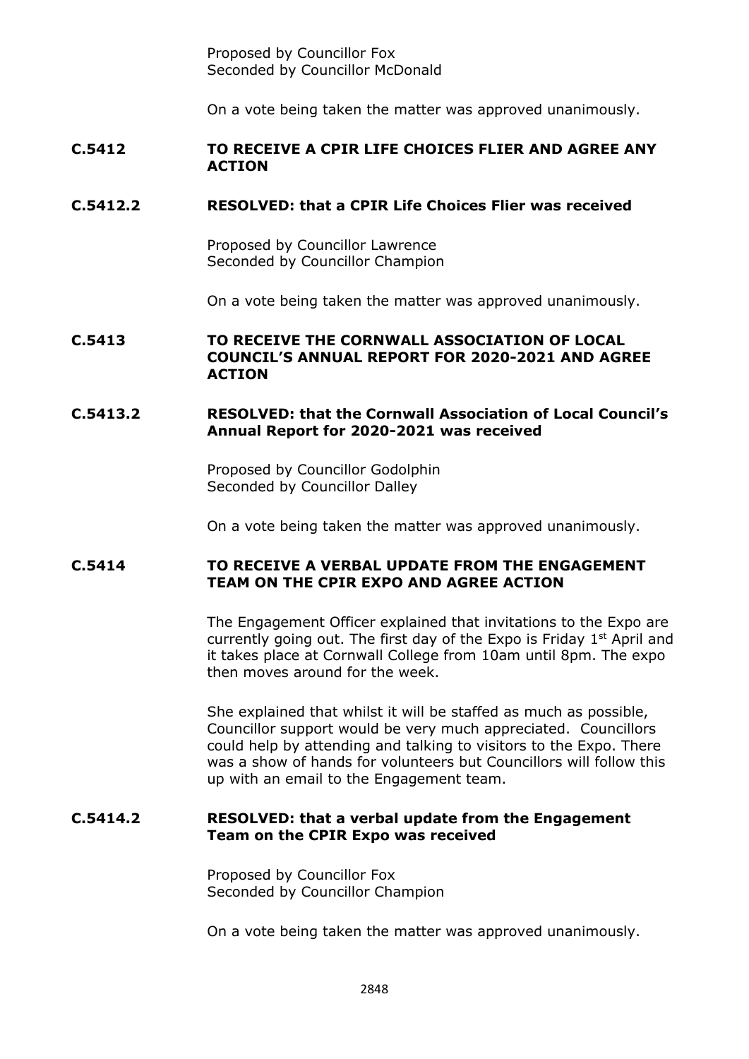Proposed by Councillor Fox
Seconded by Councillor McDonald

On a vote being taken the matter was approved unanimously.

**C.5412 TO RECEIVE A CPIR LIFE CHOICES FLIER AND AGREE ANY ACTION**

**C.5412.2 RESOLVED: that a CPIR Life Choices Flier was received**

Proposed by Councillor Lawrence
Seconded by Councillor Champion

On a vote being taken the matter was approved unanimously.

**C.5413 TO RECEIVE THE CORNWALL ASSOCIATION OF LOCAL COUNCIL'S ANNUAL REPORT FOR 2020-2021 AND AGREE ACTION**

**C.5413.2 RESOLVED: that the Cornwall Association of Local Council's Annual Report for 2020-2021 was received**

Proposed by Councillor Godolphin
Seconded by Councillor Dalley

On a vote being taken the matter was approved unanimously.

**C.5414 TO RECEIVE A VERBAL UPDATE FROM THE ENGAGEMENT TEAM ON THE CPIR EXPO AND AGREE ACTION**

The Engagement Officer explained that invitations to the Expo are currently going out. The first day of the Expo is Friday 1st April and it takes place at Cornwall College from 10am until 8pm. The expo then moves around for the week.

She explained that whilst it will be staffed as much as possible, Councillor support would be very much appreciated. Councillors could help by attending and talking to visitors to the Expo. There was a show of hands for volunteers but Councillors will follow this up with an email to the Engagement team.

**C.5414.2 RESOLVED: that a verbal update from the Engagement Team on the CPIR Expo was received**

Proposed by Councillor Fox
Seconded by Councillor Champion

On a vote being taken the matter was approved unanimously.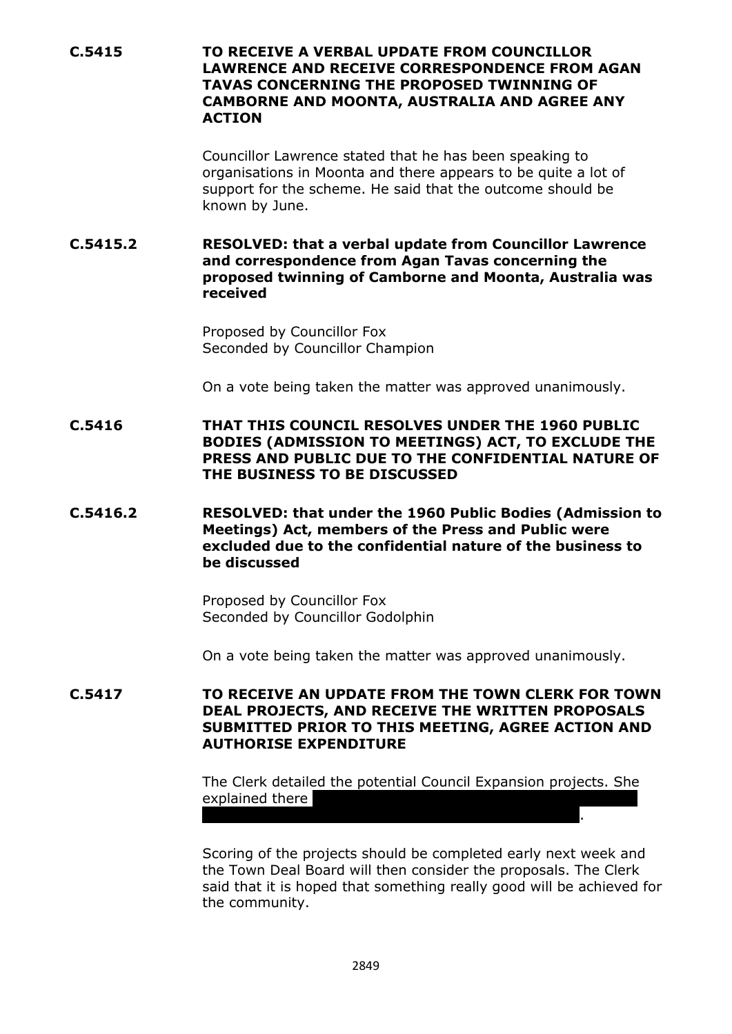**C.5415 TO RECEIVE A VERBAL UPDATE FROM COUNCILLOR LAWRENCE AND RECEIVE CORRESPONDENCE FROM AGAN TAVAS CONCERNING THE PROPOSED TWINNING OF CAMBORNE AND MOONTA, AUSTRALIA AND AGREE ANY ACTION**

Councillor Lawrence stated that he has been speaking to organisations in Moonta and there appears to be quite a lot of support for the scheme. He said that the outcome should be known by June.

**C.5415.2 RESOLVED: that a verbal update from Councillor Lawrence and correspondence from Agan Tavas concerning the proposed twinning of Camborne and Moonta, Australia was received**

Proposed by Councillor Fox
Seconded by Councillor Champion

On a vote being taken the matter was approved unanimously.

**C.5416 THAT THIS COUNCIL RESOLVES UNDER THE 1960 PUBLIC BODIES (ADMISSION TO MEETINGS) ACT, TO EXCLUDE THE PRESS AND PUBLIC DUE TO THE CONFIDENTIAL NATURE OF THE BUSINESS TO BE DISCUSSED**

**C.5416.2 RESOLVED: that under the 1960 Public Bodies (Admission to Meetings) Act, members of the Press and Public were excluded due to the confidential nature of the business to be discussed**

Proposed by Councillor Fox
Seconded by Councillor Godolphin

On a vote being taken the matter was approved unanimously.

**C.5417 TO RECEIVE AN UPDATE FROM THE TOWN CLERK FOR TOWN DEAL PROJECTS, AND RECEIVE THE WRITTEN PROPOSALS SUBMITTED PRIOR TO THIS MEETING, AGREE ACTION AND AUTHORISE EXPENDITURE**

The Clerk detailed the potential Council Expansion projects. She explained there ████████████████████████████████████████ ████████████████████████████████████████.

Scoring of the projects should be completed early next week and the Town Deal Board will then consider the proposals. The Clerk said that it is hoped that something really good will be achieved for the community.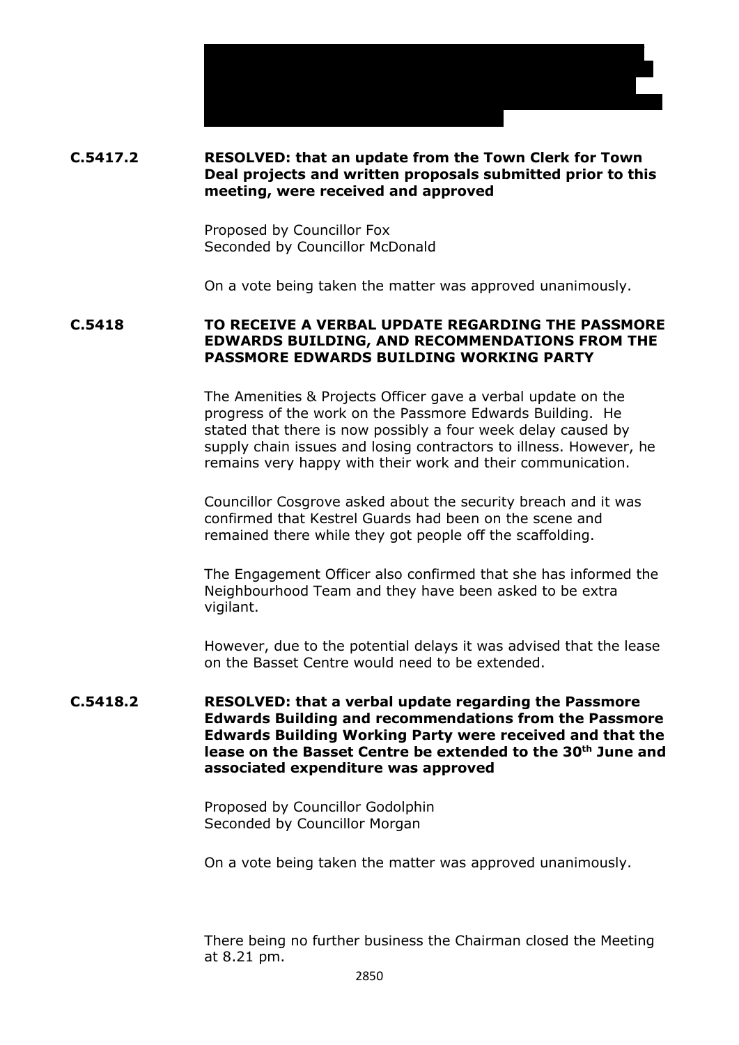**C.5417.2** **RESOLVED: that an update from the Town Clerk for Town Deal projects and written proposals submitted prior to this meeting, were received and approved**

Proposed by Councillor Fox
Seconded by Councillor McDonald

On a vote being taken the matter was approved unanimously.

**C.5418** **TO RECEIVE A VERBAL UPDATE REGARDING THE PASSMORE EDWARDS BUILDING, AND RECOMMENDATIONS FROM THE PASSMORE EDWARDS BUILDING WORKING PARTY**

The Amenities & Projects Officer gave a verbal update on the progress of the work on the Passmore Edwards Building. He stated that there is now possibly a four week delay caused by supply chain issues and losing contractors to illness. However, he remains very happy with their work and their communication.

Councillor Cosgrove asked about the security breach and it was confirmed that Kestrel Guards had been on the scene and remained there while they got people off the scaffolding.

The Engagement Officer also confirmed that she has informed the Neighbourhood Team and they have been asked to be extra vigilant.

However, due to the potential delays it was advised that the lease on the Basset Centre would need to be extended.

**C.5418.2** **RESOLVED: that a verbal update regarding the Passmore Edwards Building and recommendations from the Passmore Edwards Building Working Party were received and that the lease on the Basset Centre be extended to the 30th June and associated expenditure was approved**

Proposed by Councillor Godolphin
Seconded by Councillor Morgan

On a vote being taken the matter was approved unanimously.

There being no further business the Chairman closed the Meeting at 8.21 pm.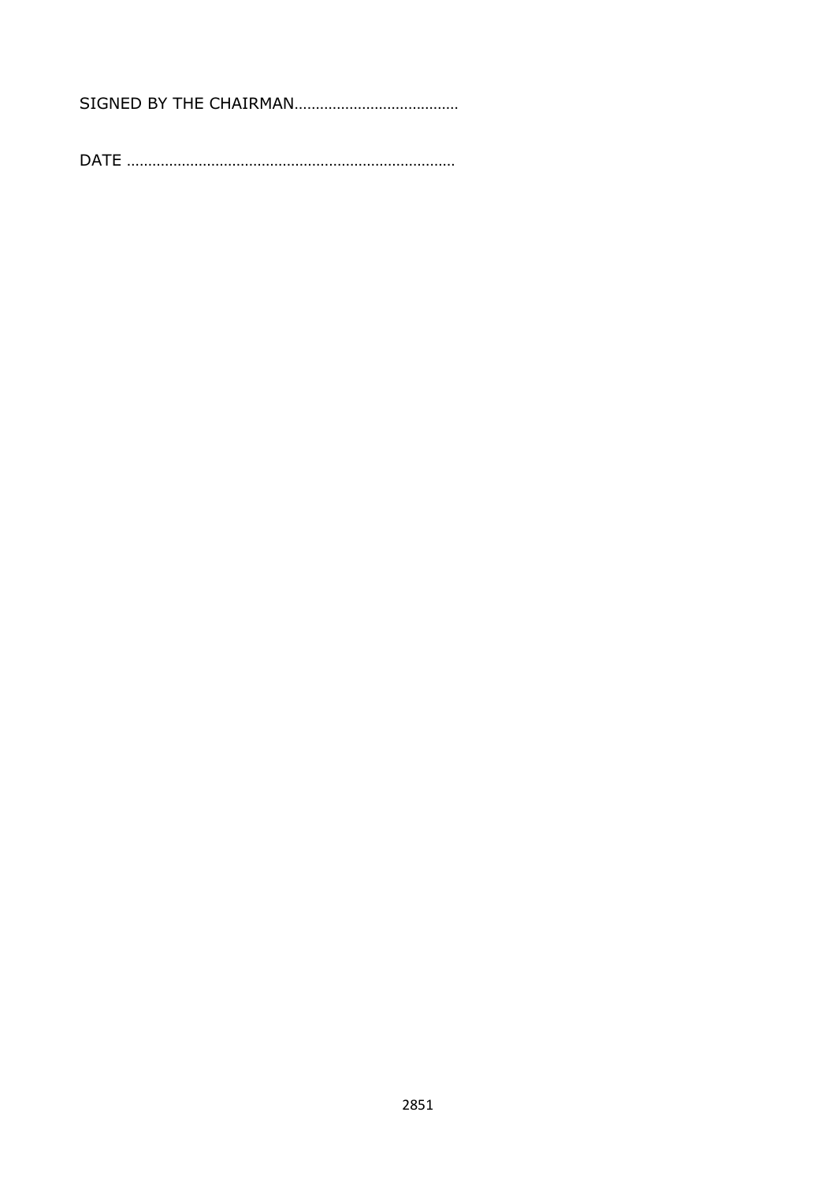SIGNED BY THE CHAIRMAN…………………………………

DATE ……………………………………………………………………